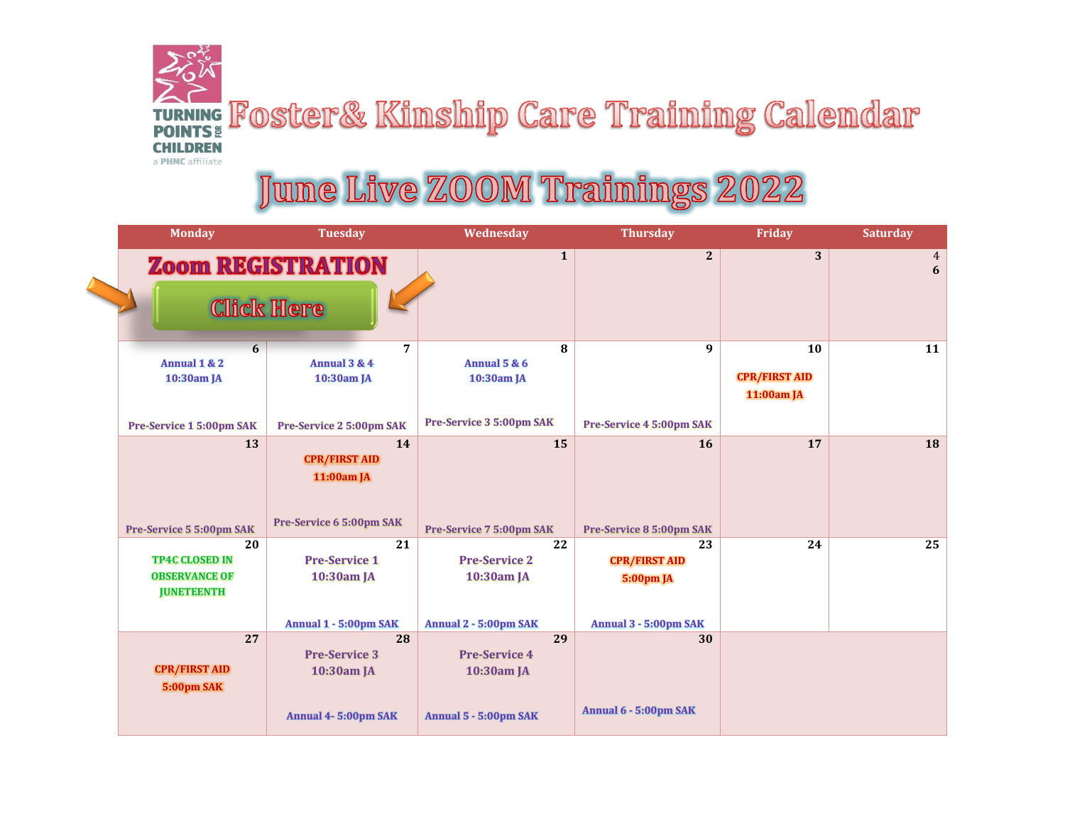TURNING POINTS FOR CHILDREN
a PHMC affiliate

# Foster& Kinship Care Training Calendar

## June Live ZOOM Trainings 2022

| Monday | Tuesday | Wednesday | Thursday | Friday | Saturday |
|---|---|---|---|---|---|
| **Zoom REGISTRATION** Click Here | | 1 | 2 | 3 | 4 6 |
| 6 Annual 1 & 2 10:30am JA Pre-Service 1 5:00pm SAK | 7 Annual 3 & 4 10:30am JA Pre-Service 2 5:00pm SAK | 8 Annual 5 & 6 10:30am JA Pre-Service 3 5:00pm SAK | 9 Pre-Service 4 5:00pm SAK | 10 CPR/FIRST AID 11:00am JA | 11 |
| 13 Pre-Service 5 5:00pm SAK | 14 CPR/FIRST AID 11:00am JA Pre-Service 6 5:00pm SAK | 15 Pre-Service 7 5:00pm SAK | 16 Pre-Service 8 5:00pm SAK | 17 | 18 |
| 20 TP4C CLOSED IN OBSERVANCE OF JUNETEENTH | 21 Pre-Service 1 10:30am JA Annual 1 - 5:00pm SAK | 22 Pre-Service 2 10:30am JA Annual 2 - 5:00pm SAK | 23 CPR/FIRST AID 5:00pm JA Annual 3 - 5:00pm SAK | 24 | 25 |
| 27 CPR/FIRST AID 5:00pm SAK | 28 Pre-Service 3 10:30am JA Annual 4- 5:00pm SAK | 29 Pre-Service 4 10:30am JA Annual 5 - 5:00pm SAK | 30 Annual 6 - 5:00pm SAK | | |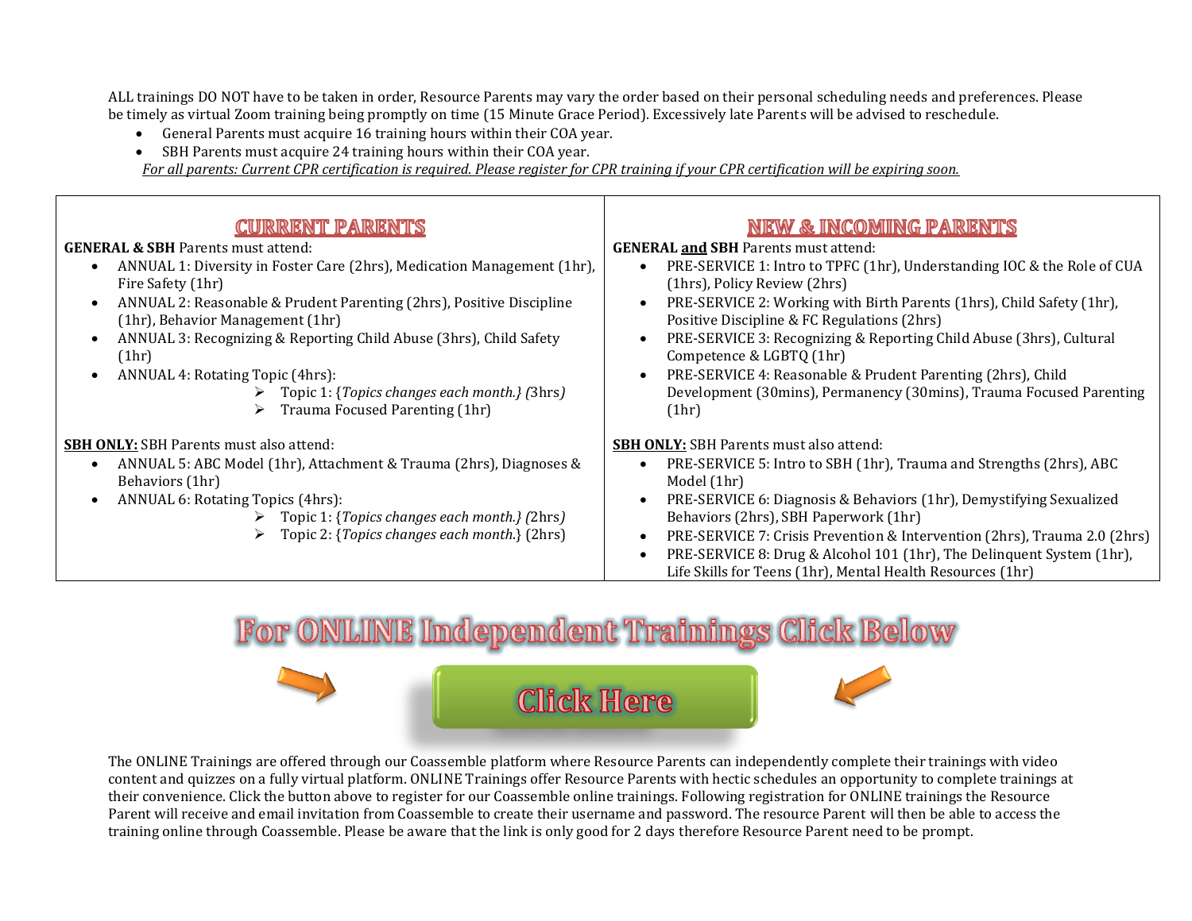ALL trainings DO NOT have to be taken in order, Resource Parents may vary the order based on their personal scheduling needs and preferences. Please be timely as virtual Zoom training being promptly on time (15 Minute Grace Period). Excessively late Parents will be advised to reschedule.

- General Parents must acquire 16 training hours within their COA year.
- SBH Parents must acquire 24 training hours within their COA year.

*For all parents: Current CPR certification is required. Please register for CPR training if your CPR certification will be expiring soon.*

## CURRENT PARENTS

**GENERAL & SBH** Parents must attend:

- ANNUAL 1: Diversity in Foster Care (2hrs), Medication Management (1hr), Fire Safety (1hr)
- ANNUAL 2: Reasonable & Prudent Parenting (2hrs), Positive Discipline (1hr), Behavior Management (1hr)
- ANNUAL 3: Recognizing & Reporting Child Abuse (3hrs), Child Safety (1hr)
- ANNUAL 4: Rotating Topic (4hrs):
  - Topic 1: {*Topics changes each month.} (*3hrs*)*
  - Trauma Focused Parenting (1hr)

**SBH ONLY:** SBH Parents must also attend:

- ANNUAL 5: ABC Model (1hr), Attachment & Trauma (2hrs), Diagnoses & Behaviors (1hr)
- ANNUAL 6: Rotating Topics (4hrs):
  - Topic 1: {*Topics changes each month.} (*2hrs*)*
  - Topic 2: {*Topics changes each month.*} (2hrs)

## NEW & INCOMING PARENTS

**GENERAL and SBH** Parents must attend:

- PRE-SERVICE 1: Intro to TPFC (1hr), Understanding IOC & the Role of CUA (1hrs), Policy Review (2hrs)
- PRE-SERVICE 2: Working with Birth Parents (1hrs), Child Safety (1hr), Positive Discipline & FC Regulations (2hrs)
- PRE-SERVICE 3: Recognizing & Reporting Child Abuse (3hrs), Cultural Competence & LGBTQ (1hr)
- PRE-SERVICE 4: Reasonable & Prudent Parenting (2hrs), Child Development (30mins), Permanency (30mins), Trauma Focused Parenting (1hr)

**SBH ONLY:** SBH Parents must also attend:

- PRE-SERVICE 5: Intro to SBH (1hr), Trauma and Strengths (2hrs), ABC Model (1hr)
- PRE-SERVICE 6: Diagnosis & Behaviors (1hr), Demystifying Sexualized Behaviors (2hrs), SBH Paperwork (1hr)
- PRE-SERVICE 7: Crisis Prevention & Intervention (2hrs), Trauma 2.0 (2hrs)
- PRE-SERVICE 8: Drug & Alcohol 101 (1hr), The Delinquent System (1hr), Life Skills for Teens (1hr), Mental Health Resources (1hr)

## For ONLINE Independent Trainings Click Below

**Click Here**

The ONLINE Trainings are offered through our Coassemble platform where Resource Parents can independently complete their trainings with video content and quizzes on a fully virtual platform. ONLINE Trainings offer Resource Parents with hectic schedules an opportunity to complete trainings at their convenience. Click the button above to register for our Coassemble online trainings. Following registration for ONLINE trainings the Resource Parent will receive and email invitation from Coassemble to create their username and password. The resource Parent will then be able to access the training online through Coassemble. Please be aware that the link is only good for 2 days therefore Resource Parent need to be prompt.